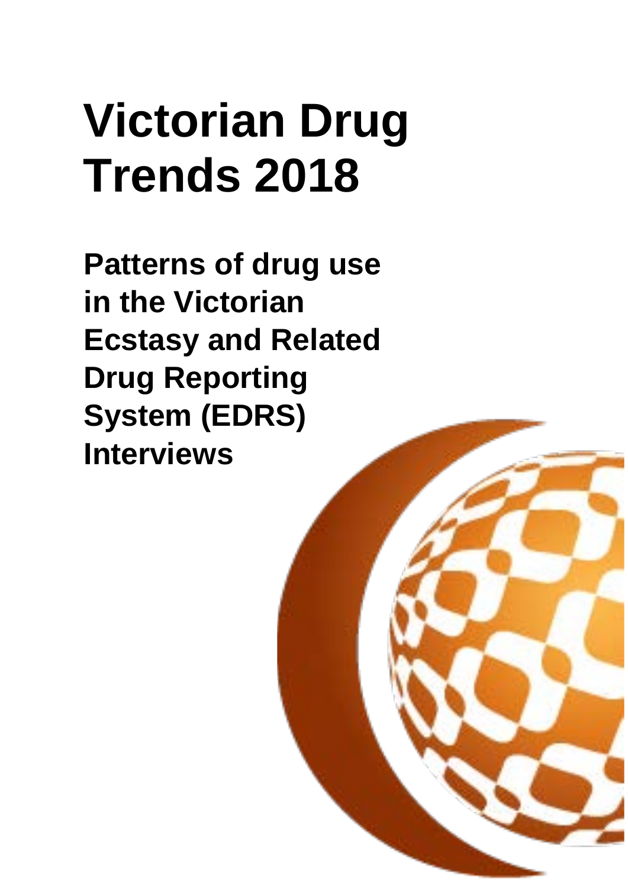# Victorian Drug Trends 2018

## Patterns of drug use in the Victorian Ecstasy and Related Drug Reporting System (EDRS) Interviews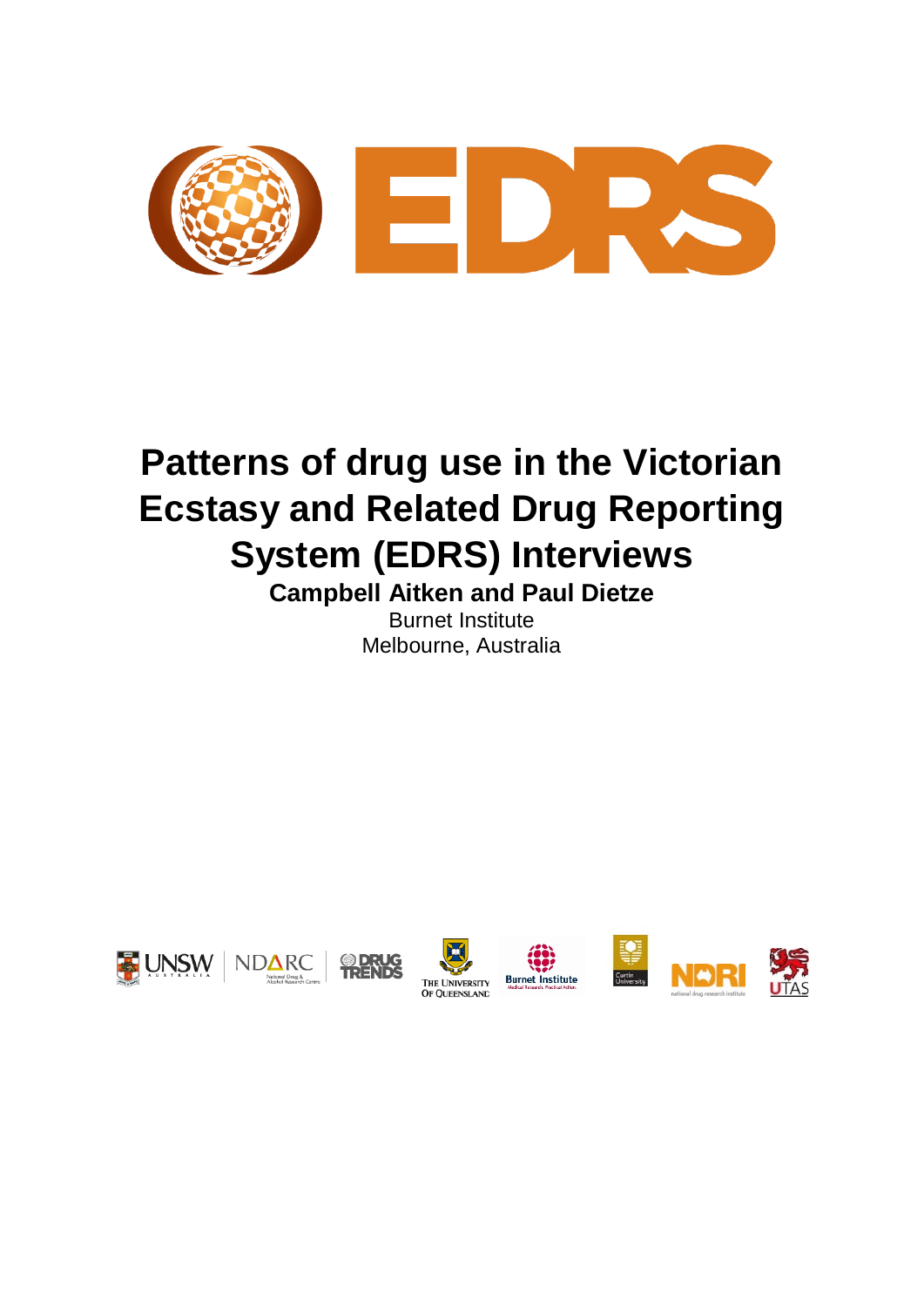# Patterns of drug use in the Victorian Ecstasy and Related Drug Reporting System (EDRS) Interviews

**Campbell Aitken and Paul Dietze**

Burnet Institute

Melbourne, Australia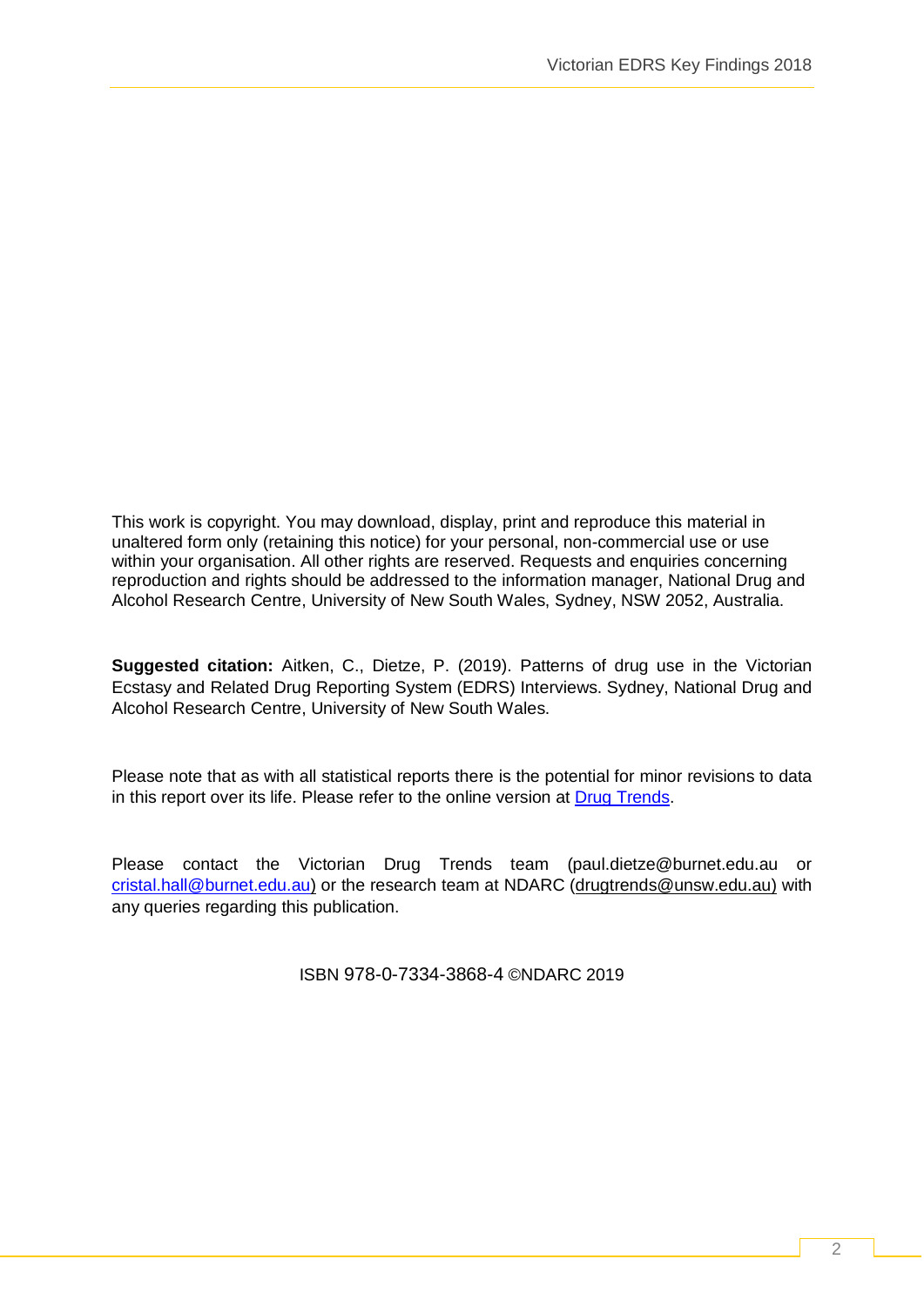This work is copyright. You may download, display, print and reproduce this material in unaltered form only (retaining this notice) for your personal, non-commercial use or use within your organisation. All other rights are reserved. Requests and enquiries concerning reproduction and rights should be addressed to the information manager, National Drug and Alcohol Research Centre, University of New South Wales, Sydney, NSW 2052, Australia.

**Suggested citation:** Aitken, C., Dietze, P. (2019). Patterns of drug use in the Victorian Ecstasy and Related Drug Reporting System (EDRS) Interviews. Sydney, National Drug and Alcohol Research Centre, University of New South Wales.

Please note that as with all statistical reports there is the potential for minor revisions to data in this report over its life. Please refer to the online version at [Drug Trends](Drug Trends).

Please contact the Victorian Drug Trends team (paul.dietze@burnet.edu.au or cristal.hall@burnet.edu.au) or the research team at NDARC (drugtrends@unsw.edu.au) with any queries regarding this publication.

ISBN 978-0-7334-3868-4 ©NDARC 2019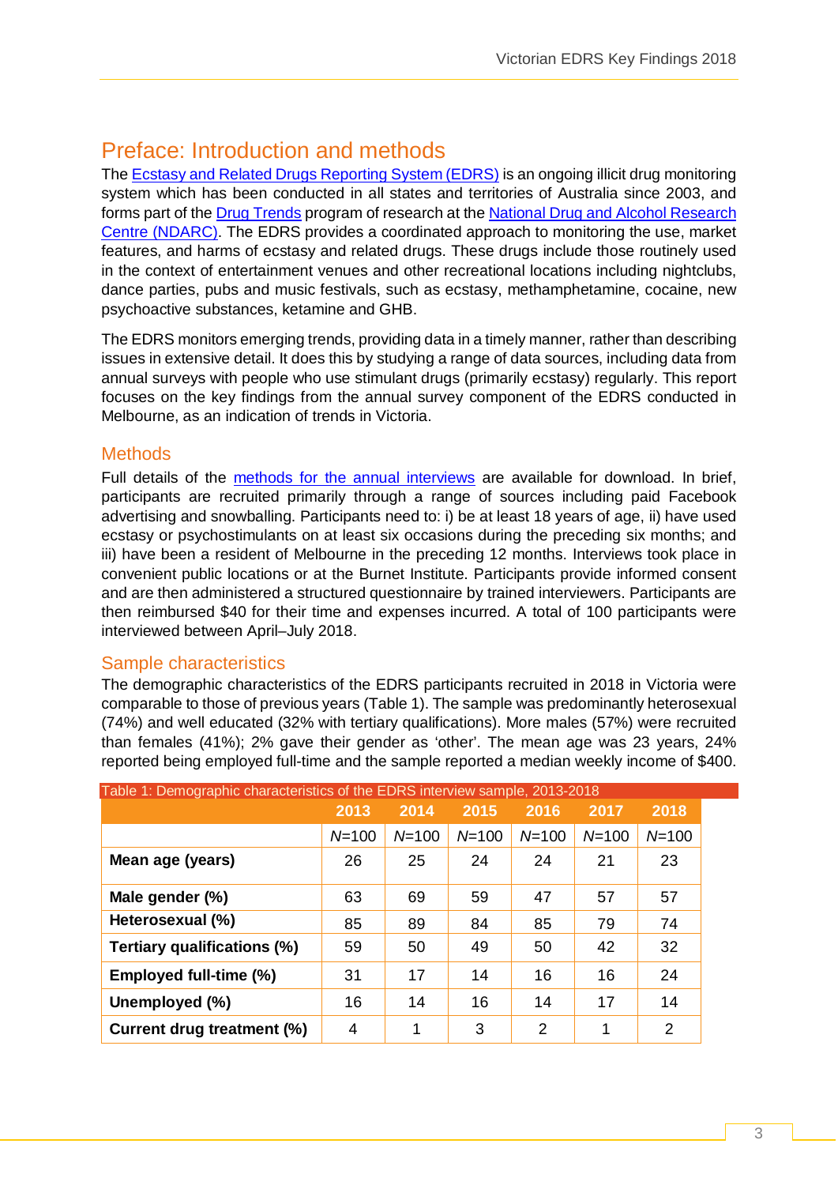# Preface: Introduction and methods

The Ecstasy and Related Drugs Reporting System (EDRS) is an ongoing illicit drug monitoring system which has been conducted in all states and territories of Australia since 2003, and forms part of the Drug Trends program of research at the National Drug and Alcohol Research Centre (NDARC). The EDRS provides a coordinated approach to monitoring the use, market features, and harms of ecstasy and related drugs. These drugs include those routinely used in the context of entertainment venues and other recreational locations including nightclubs, dance parties, pubs and music festivals, such as ecstasy, methamphetamine, cocaine, new psychoactive substances, ketamine and GHB.

The EDRS monitors emerging trends, providing data in a timely manner, rather than describing issues in extensive detail. It does this by studying a range of data sources, including data from annual surveys with people who use stimulant drugs (primarily ecstasy) regularly. This report focuses on the key findings from the annual survey component of the EDRS conducted in Melbourne, as an indication of trends in Victoria.

## Methods

Full details of the methods for the annual interviews are available for download. In brief, participants are recruited primarily through a range of sources including paid Facebook advertising and snowballing. Participants need to: i) be at least 18 years of age, ii) have used ecstasy or psychostimulants on at least six occasions during the preceding six months; and iii) have been a resident of Melbourne in the preceding 12 months. Interviews took place in convenient public locations or at the Burnet Institute. Participants provide informed consent and are then administered a structured questionnaire by trained interviewers. Participants are then reimbursed $40 for their time and expenses incurred. A total of 100 participants were interviewed between April–July 2018.

## Sample characteristics

The demographic characteristics of the EDRS participants recruited in 2018 in Victoria were comparable to those of previous years (Table 1). The sample was predominantly heterosexual (74%) and well educated (32% with tertiary qualifications). More males (57%) were recruited than females (41%); 2% gave their gender as 'other'. The mean age was 23 years, 24% reported being employed full-time and the sample reported a median weekly income of $400.

Table 1: Demographic characteristics of the EDRS interview sample, 2013-2018

| | 2013 | 2014 | 2015 | 2016 | 2017 | 2018 |
|---|---|---|---|---|---|---|
| | *N*=100 | *N*=100 | *N*=100 | *N*=100 | *N*=100 | *N*=100 |
| **Mean age (years)** | 26 | 25 | 24 | 24 | 21 | 23 |
| **Male gender (%)** | 63 | 69 | 59 | 47 | 57 | 57 |
| **Heterosexual (%)** | 85 | 89 | 84 | 85 | 79 | 74 |
| **Tertiary qualifications (%)** | 59 | 50 | 49 | 50 | 42 | 32 |
| **Employed full-time (%)** | 31 | 17 | 14 | 16 | 16 | 24 |
| **Unemployed (%)** | 16 | 14 | 16 | 14 | 17 | 14 |
| **Current drug treatment (%)** | 4 | 1 | 3 | 2 | 1 | 2 |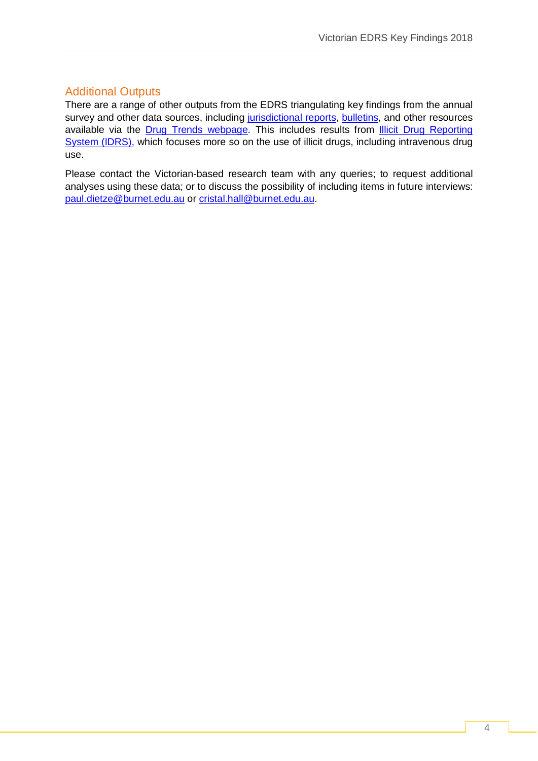## Additional Outputs

There are a range of other outputs from the EDRS triangulating key findings from the annual survey and other data sources, including jurisdictional reports, bulletins, and other resources available via the Drug Trends webpage. This includes results from Illicit Drug Reporting System (IDRS), which focuses more so on the use of illicit drugs, including intravenous drug use.

Please contact the Victorian-based research team with any queries; to request additional analyses using these data; or to discuss the possibility of including items in future interviews: paul.dietze@burnet.edu.au or cristal.hall@burnet.edu.au.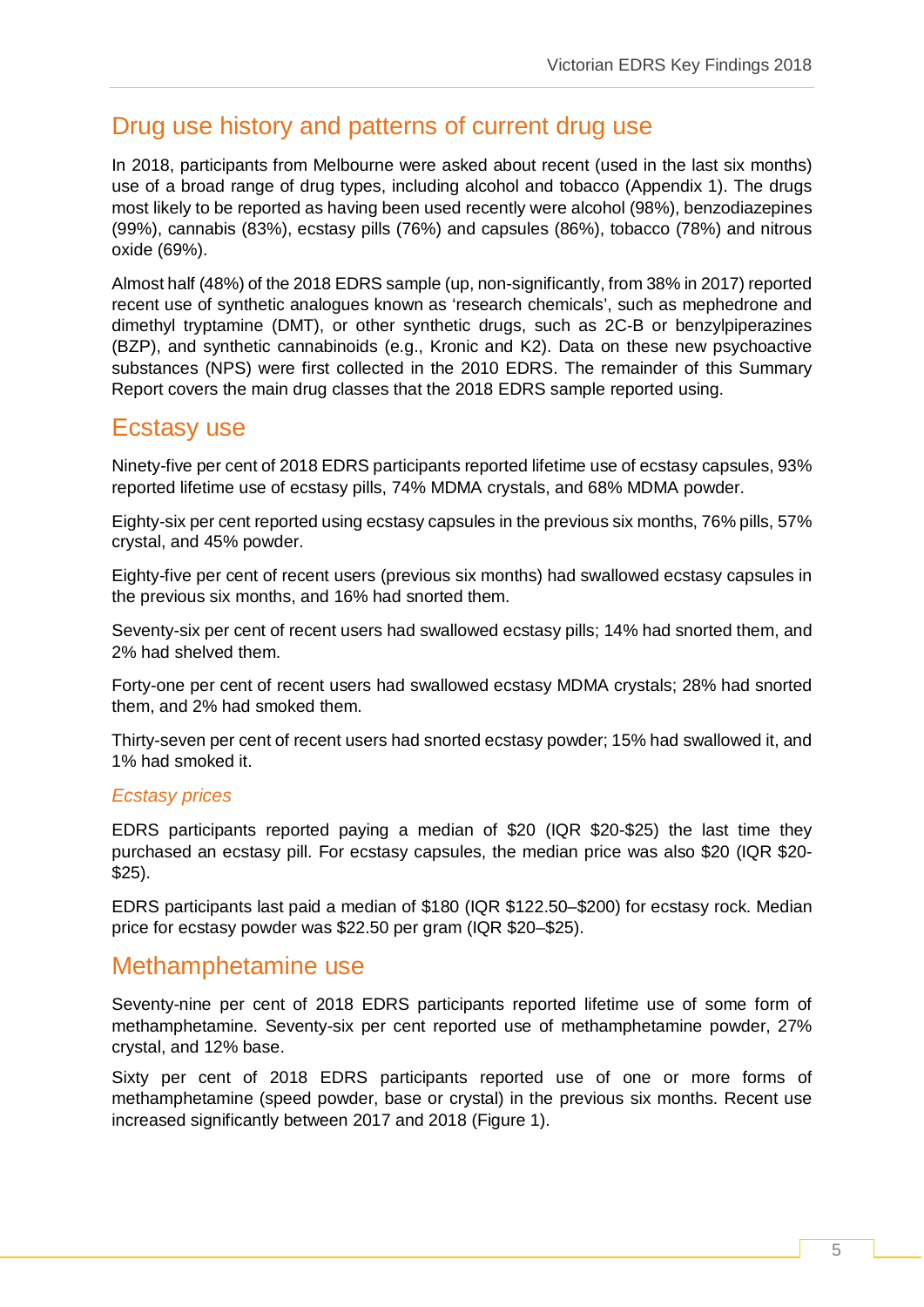## Drug use history and patterns of current drug use

In 2018, participants from Melbourne were asked about recent (used in the last six months) use of a broad range of drug types, including alcohol and tobacco (Appendix 1). The drugs most likely to be reported as having been used recently were alcohol (98%), benzodiazepines (99%), cannabis (83%), ecstasy pills (76%) and capsules (86%), tobacco (78%) and nitrous oxide (69%).

Almost half (48%) of the 2018 EDRS sample (up, non-significantly, from 38% in 2017) reported recent use of synthetic analogues known as 'research chemicals', such as mephedrone and dimethyl tryptamine (DMT), or other synthetic drugs, such as 2C-B or benzylpiperazines (BZP), and synthetic cannabinoids (e.g., Kronic and K2). Data on these new psychoactive substances (NPS) were first collected in the 2010 EDRS. The remainder of this Summary Report covers the main drug classes that the 2018 EDRS sample reported using.

## Ecstasy use

Ninety-five per cent of 2018 EDRS participants reported lifetime use of ecstasy capsules, 93% reported lifetime use of ecstasy pills, 74% MDMA crystals, and 68% MDMA powder.

Eighty-six per cent reported using ecstasy capsules in the previous six months, 76% pills, 57% crystal, and 45% powder.

Eighty-five per cent of recent users (previous six months) had swallowed ecstasy capsules in the previous six months, and 16% had snorted them.

Seventy-six per cent of recent users had swallowed ecstasy pills; 14% had snorted them, and 2% had shelved them.

Forty-one per cent of recent users had swallowed ecstasy MDMA crystals; 28% had snorted them, and 2% had smoked them.

Thirty-seven per cent of recent users had snorted ecstasy powder; 15% had swallowed it, and 1% had smoked it.

### *Ecstasy prices*

EDRS participants reported paying a median of $20 (IQR $20-$25) the last time they purchased an ecstasy pill. For ecstasy capsules, the median price was also $20 (IQR $20-$25).

EDRS participants last paid a median of $180 (IQR $122.50–$200) for ecstasy rock. Median price for ecstasy powder was $22.50 per gram (IQR $20–$25).

## Methamphetamine use

Seventy-nine per cent of 2018 EDRS participants reported lifetime use of some form of methamphetamine. Seventy-six per cent reported use of methamphetamine powder, 27% crystal, and 12% base.

Sixty per cent of 2018 EDRS participants reported use of one or more forms of methamphetamine (speed powder, base or crystal) in the previous six months. Recent use increased significantly between 2017 and 2018 (Figure 1).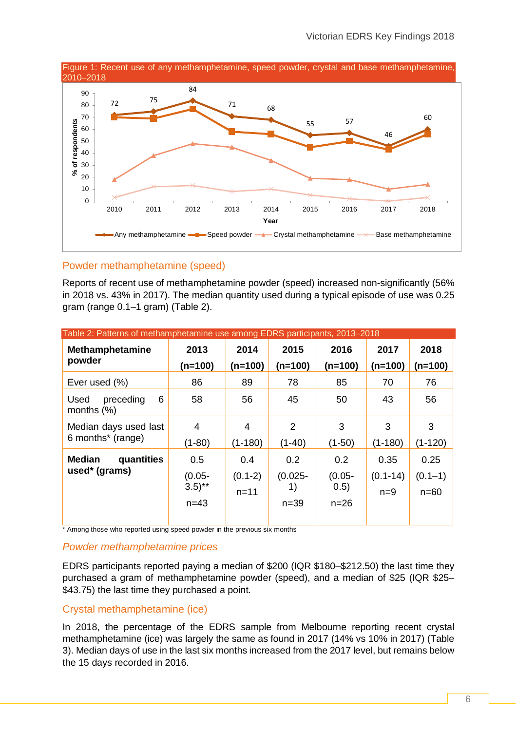Figure 1: Recent use of any methamphetamine, speed powder, crystal and base methamphetamine, 2010–2018

## Powder methamphetamine (speed)

Reports of recent use of methamphetamine powder (speed) increased non-significantly (56% in 2018 vs. 43% in 2017). The median quantity used during a typical episode of use was 0.25 gram (range 0.1–1 gram) (Table 2).

Table 2: Patterns of methamphetamine use among EDRS participants, 2013–2018

| Methamphetamine powder | 2013 (n=100) | 2014 (n=100) | 2015 (n=100) | 2016 (n=100) | 2017 (n=100) | 2018 (n=100) |
|---|---|---|---|---|---|---|
| Ever used (%) | 86 | 89 | 78 | 85 | 70 | 76 |
| Used preceding 6 months (%) | 58 | 56 | 45 | 50 | 43 | 56 |
| Median days used last 6 months* (range) | 4 (1-80) | 4 (1-180) | 2 (1-40) | 3 (1-50) | 3 (1-180) | 3 (1-120) |
| **Median quantities used* (grams)** | 0.5 (0.05-3.5)** n=43 | 0.4 (0.1-2) n=11 | 0.2 (0.025-1) n=39 | 0.2 (0.05-0.5) n=26 | 0.35 (0.1-14) n=9 | 0.25 (0.1–1) n=60 |

\* Among those who reported using speed powder in the previous six months

### *Powder methamphetamine prices*

EDRS participants reported paying a median of $200 (IQR $180–$212.50) the last time they purchased a gram of methamphetamine powder (speed), and a median of $25 (IQR $25–$43.75) the last time they purchased a point.

## Crystal methamphetamine (ice)

In 2018, the percentage of the EDRS sample from Melbourne reporting recent crystal methamphetamine (ice) was largely the same as found in 2017 (14% vs 10% in 2017) (Table 3). Median days of use in the last six months increased from the 2017 level, but remains below the 15 days recorded in 2016.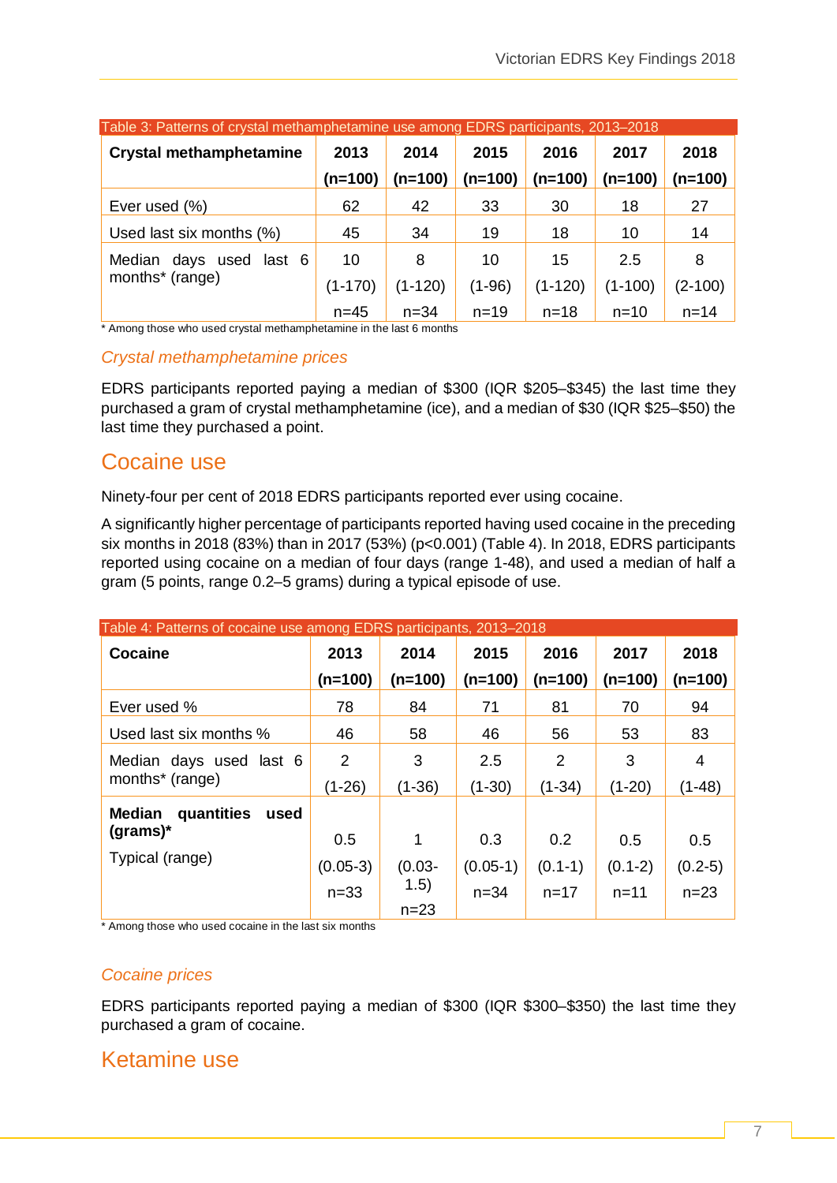Table 3: Patterns of crystal methamphetamine use among EDRS participants, 2013–2018

| Crystal methamphetamine | 2013 (n=100) | 2014 (n=100) | 2015 (n=100) | 2016 (n=100) | 2017 (n=100) | 2018 (n=100) |
|---|---|---|---|---|---|---|
| Ever used (%) | 62 | 42 | 33 | 30 | 18 | 27 |
| Used last six months (%) | 45 | 34 | 19 | 18 | 10 | 14 |
| Median days used last 6 months* (range) | 10 (1-170) n=45 | 8 (1-120) n=34 | 10 (1-96) n=19 | 15 (1-120) n=18 | 2.5 (1-100) n=10 | 8 (2-100) n=14 |

* Among those who used crystal methamphetamine in the last 6 months

### *Crystal methamphetamine prices*

EDRS participants reported paying a median of $300 (IQR $205–$345) the last time they purchased a gram of crystal methamphetamine (ice), and a median of $30 (IQR $25–$50) the last time they purchased a point.

## Cocaine use

Ninety-four per cent of 2018 EDRS participants reported ever using cocaine.

A significantly higher percentage of participants reported having used cocaine in the preceding six months in 2018 (83%) than in 2017 (53%) ($p<0.001$) (Table 4). In 2018, EDRS participants reported using cocaine on a median of four days (range 1-48), and used a median of half a gram (5 points, range 0.2–5 grams) during a typical episode of use.

Table 4: Patterns of cocaine use among EDRS participants, 2013–2018

| Cocaine | 2013 (n=100) | 2014 (n=100) | 2015 (n=100) | 2016 (n=100) | 2017 (n=100) | 2018 (n=100) |
|---|---|---|---|---|---|---|
| Ever used % | 78 | 84 | 71 | 81 | 70 | 94 |
| Used last six months % | 46 | 58 | 46 | 56 | 53 | 83 |
| Median days used last 6 months* (range) | 2 (1-26) | 3 (1-36) | 2.5 (1-30) | 2 (1-34) | 3 (1-20) | 4 (1-48) |
| **Median quantities used (grams)*** Typical (range) | 0.5 (0.05-3) n=33 | 1 (0.03-1.5) n=23 | 0.3 (0.05-1) n=34 | 0.2 (0.1-1) n=17 | 0.5 (0.1-2) n=11 | 0.5 (0.2-5) n=23 |

* Among those who used cocaine in the last six months

### *Cocaine prices*

EDRS participants reported paying a median of $300 (IQR $300–$350) the last time they purchased a gram of cocaine.

## Ketamine use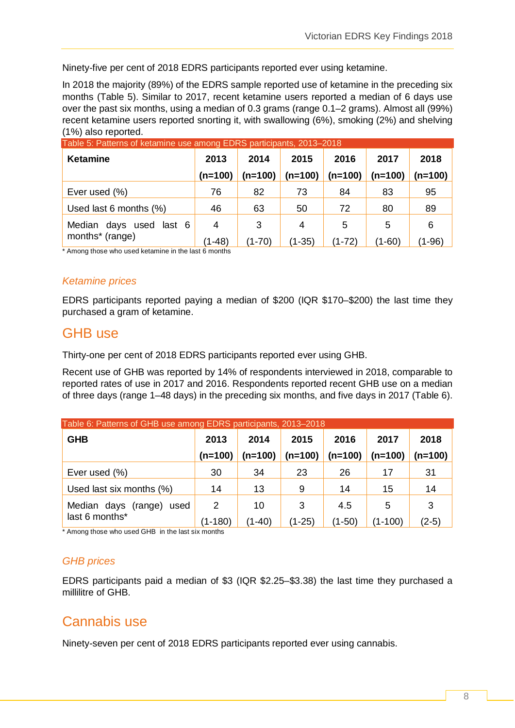Ninety-five per cent of 2018 EDRS participants reported ever using ketamine.

In 2018 the majority (89%) of the EDRS sample reported use of ketamine in the preceding six months (Table 5). Similar to 2017, recent ketamine users reported a median of 6 days use over the past six months, using a median of 0.3 grams (range 0.1–2 grams). Almost all (99%) recent ketamine users reported snorting it, with swallowing (6%), smoking (2%) and shelving (1%) also reported.

Table 5: Patterns of ketamine use among EDRS participants, 2013–2018

| Ketamine | 2013 (n=100) | 2014 (n=100) | 2015 (n=100) | 2016 (n=100) | 2017 (n=100) | 2018 (n=100) |
|---|---|---|---|---|---|---|
| Ever used (%) | 76 | 82 | 73 | 84 | 83 | 95 |
| Used last 6 months (%) | 46 | 63 | 50 | 72 | 80 | 89 |
| Median days used last 6 months* (range) | 4 (1-48) | 3 (1-70) | 4 (1-35) | 5 (1-72) | 5 (1-60) | 6 (1-96) |

\* Among those who used ketamine in the last 6 months

### *Ketamine prices*

EDRS participants reported paying a median of $200 (IQR $170–$200) the last time they purchased a gram of ketamine.

## GHB use

Thirty-one per cent of 2018 EDRS participants reported ever using GHB.

Recent use of GHB was reported by 14% of respondents interviewed in 2018, comparable to reported rates of use in 2017 and 2016. Respondents reported recent GHB use on a median of three days (range 1–48 days) in the preceding six months, and five days in 2017 (Table 6).

Table 6: Patterns of GHB use among EDRS participants, 2013–2018

| GHB | 2013 (n=100) | 2014 (n=100) | 2015 (n=100) | 2016 (n=100) | 2017 (n=100) | 2018 (n=100) |
|---|---|---|---|---|---|---|
| Ever used (%) | 30 | 34 | 23 | 26 | 17 | 31 |
| Used last six months (%) | 14 | 13 | 9 | 14 | 15 | 14 |
| Median days (range) used last 6 months* | 2 (1-180) | 10 (1-40) | 3 (1-25) | 4.5 (1-50) | 5 (1-100) | 3 (2-5) |

\* Among those who used GHB in the last six months

### *GHB prices*

EDRS participants paid a median of $3 (IQR $2.25–$3.38) the last time they purchased a millilitre of GHB.

## Cannabis use

Ninety-seven per cent of 2018 EDRS participants reported ever using cannabis.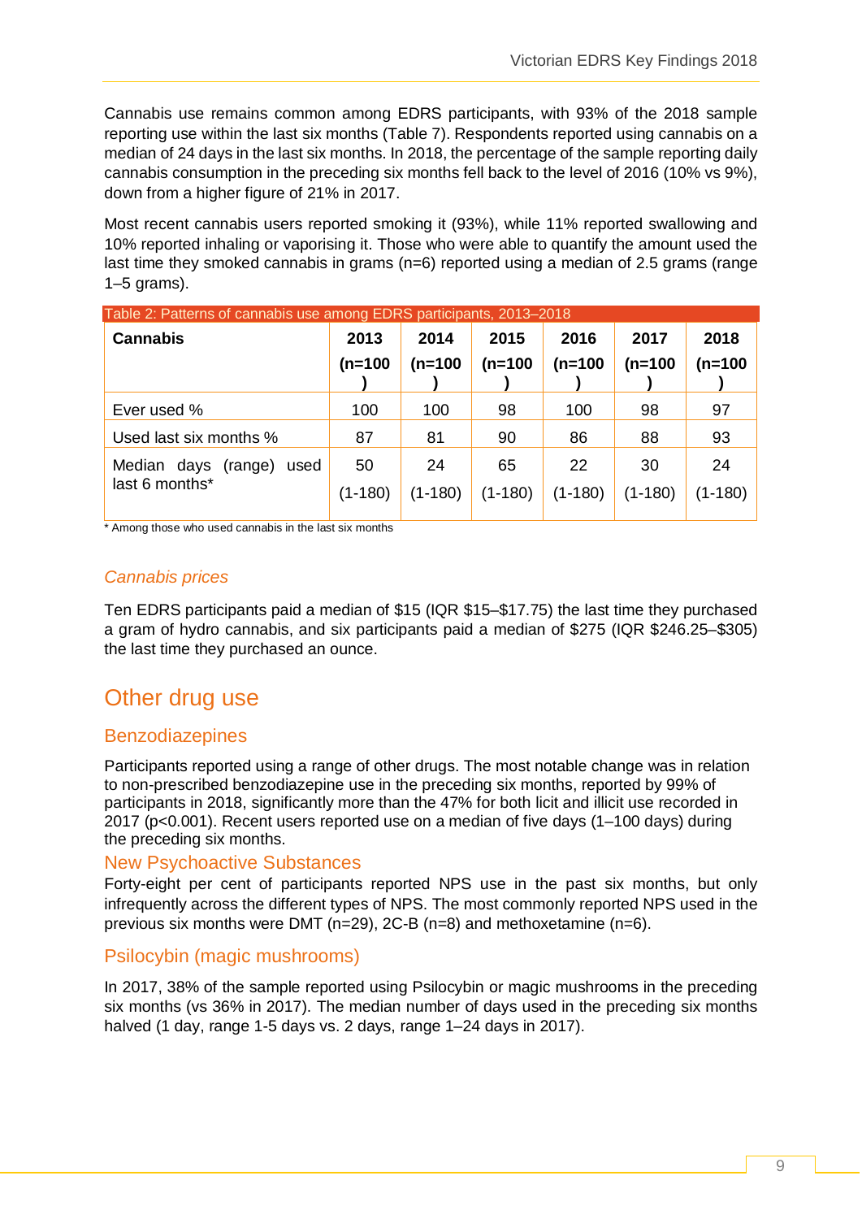Cannabis use remains common among EDRS participants, with 93% of the 2018 sample reporting use within the last six months (Table 7). Respondents reported using cannabis on a median of 24 days in the last six months. In 2018, the percentage of the sample reporting daily cannabis consumption in the preceding six months fell back to the level of 2016 (10% vs 9%), down from a higher figure of 21% in 2017.

Most recent cannabis users reported smoking it (93%), while 11% reported swallowing and 10% reported inhaling or vaporising it. Those who were able to quantify the amount used the last time they smoked cannabis in grams (n=6) reported using a median of 2.5 grams (range 1–5 grams).

Table 2: Patterns of cannabis use among EDRS participants, 2013–2018

| Cannabis | 2013 (n=100) | 2014 (n=100) | 2015 (n=100) | 2016 (n=100) | 2017 (n=100) | 2018 (n=100) |
|---|---|---|---|---|---|---|
| Ever used % | 100 | 100 | 98 | 100 | 98 | 97 |
| Used last six months % | 87 | 81 | 90 | 86 | 88 | 93 |
| Median days (range) used last 6 months* | 50 (1-180) | 24 (1-180) | 65 (1-180) | 22 (1-180) | 30 (1-180) | 24 (1-180) |

\* Among those who used cannabis in the last six months

### *Cannabis prices*

Ten EDRS participants paid a median of $15 (IQR $15–$17.75) the last time they purchased a gram of hydro cannabis, and six participants paid a median of $275 (IQR $246.25–$305) the last time they purchased an ounce.

# Other drug use

## Benzodiazepines

Participants reported using a range of other drugs. The most notable change was in relation to non-prescribed benzodiazepine use in the preceding six months, reported by 99% of participants in 2018, significantly more than the 47% for both licit and illicit use recorded in 2017 ($p<0.001$). Recent users reported use on a median of five days (1–100 days) during the preceding six months.

## New Psychoactive Substances

Forty-eight per cent of participants reported NPS use in the past six months, but only infrequently across the different types of NPS. The most commonly reported NPS used in the previous six months were DMT (n=29), 2C-B (n=8) and methoxetamine (n=6).

## Psilocybin (magic mushrooms)

In 2017, 38% of the sample reported using Psilocybin or magic mushrooms in the preceding six months (vs 36% in 2017). The median number of days used in the preceding six months halved (1 day, range 1-5 days vs. 2 days, range 1–24 days in 2017).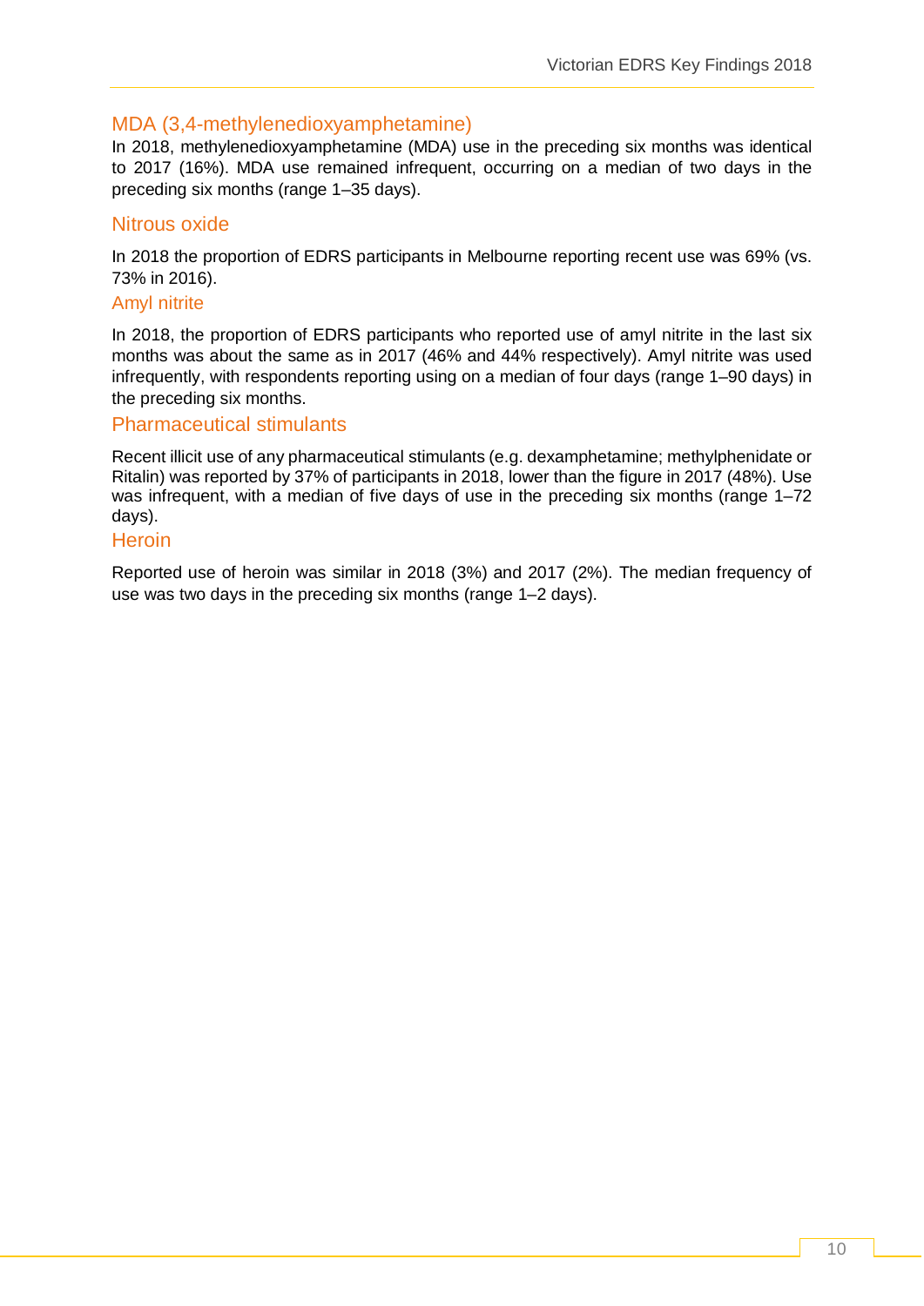## MDA (3,4-methylenedioxyamphetamine)

In 2018, methylenedioxyamphetamine (MDA) use in the preceding six months was identical to 2017 (16%). MDA use remained infrequent, occurring on a median of two days in the preceding six months (range 1–35 days).

## Nitrous oxide

In 2018 the proportion of EDRS participants in Melbourne reporting recent use was 69% (vs. 73% in 2016).

## Amyl nitrite

In 2018, the proportion of EDRS participants who reported use of amyl nitrite in the last six months was about the same as in 2017 (46% and 44% respectively). Amyl nitrite was used infrequently, with respondents reporting using on a median of four days (range 1–90 days) in the preceding six months.

## Pharmaceutical stimulants

Recent illicit use of any pharmaceutical stimulants (e.g. dexamphetamine; methylphenidate or Ritalin) was reported by 37% of participants in 2018, lower than the figure in 2017 (48%). Use was infrequent, with a median of five days of use in the preceding six months (range 1–72 days).

## Heroin

Reported use of heroin was similar in 2018 (3%) and 2017 (2%). The median frequency of use was two days in the preceding six months (range 1–2 days).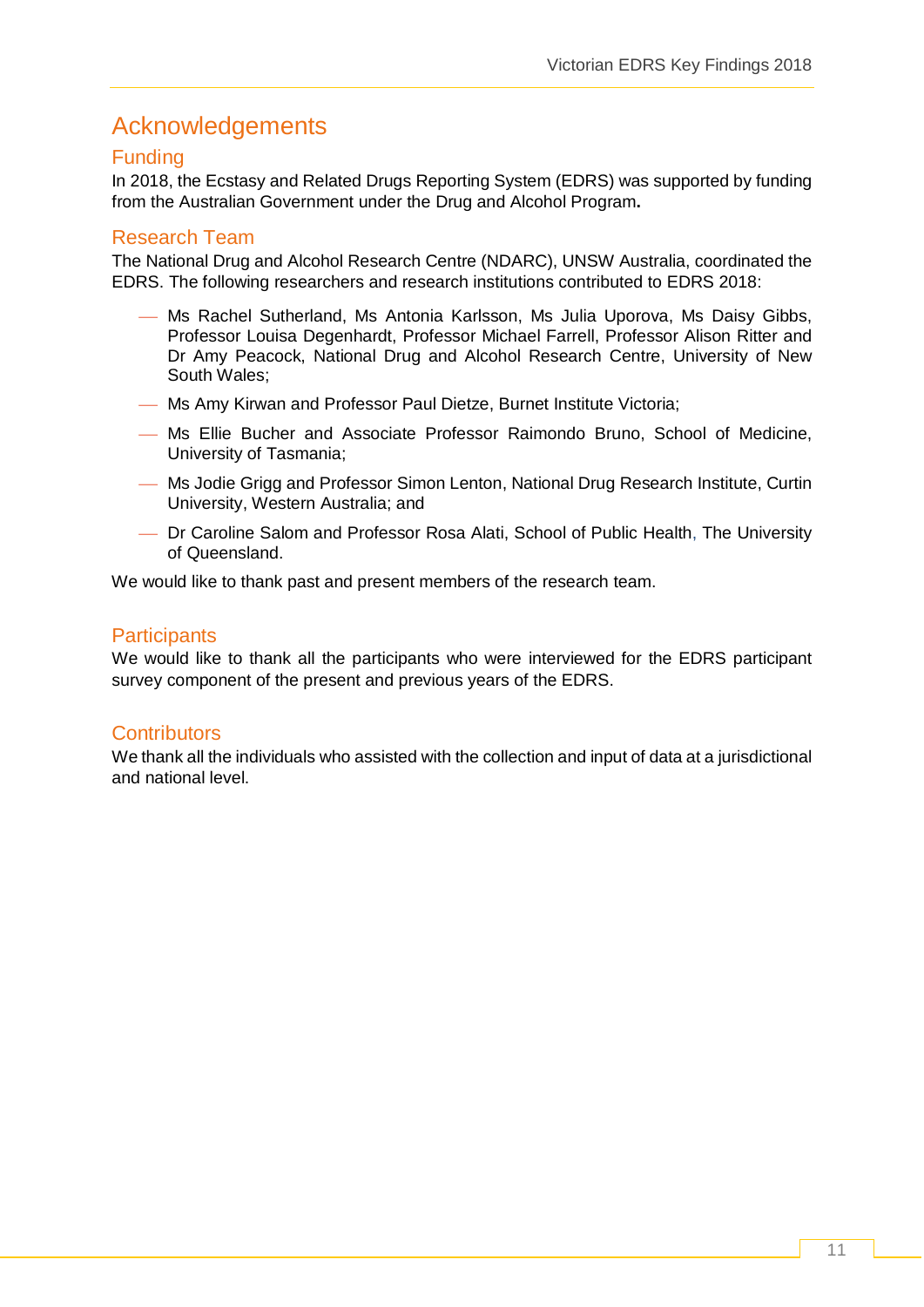# Acknowledgements

## Funding

In 2018, the Ecstasy and Related Drugs Reporting System (EDRS) was supported by funding from the Australian Government under the Drug and Alcohol Program**.**

## Research Team

The National Drug and Alcohol Research Centre (NDARC), UNSW Australia, coordinated the EDRS. The following researchers and research institutions contributed to EDRS 2018:

- Ms Rachel Sutherland, Ms Antonia Karlsson, Ms Julia Uporova, Ms Daisy Gibbs, Professor Louisa Degenhardt, Professor Michael Farrell, Professor Alison Ritter and Dr Amy Peacock, National Drug and Alcohol Research Centre, University of New South Wales;
- Ms Amy Kirwan and Professor Paul Dietze, Burnet Institute Victoria;
- Ms Ellie Bucher and Associate Professor Raimondo Bruno, School of Medicine, University of Tasmania;
- Ms Jodie Grigg and Professor Simon Lenton, National Drug Research Institute, Curtin University, Western Australia; and
- Dr Caroline Salom and Professor Rosa Alati, School of Public Health, The University of Queensland.

We would like to thank past and present members of the research team.

## Participants

We would like to thank all the participants who were interviewed for the EDRS participant survey component of the present and previous years of the EDRS.

## Contributors

We thank all the individuals who assisted with the collection and input of data at a jurisdictional and national level.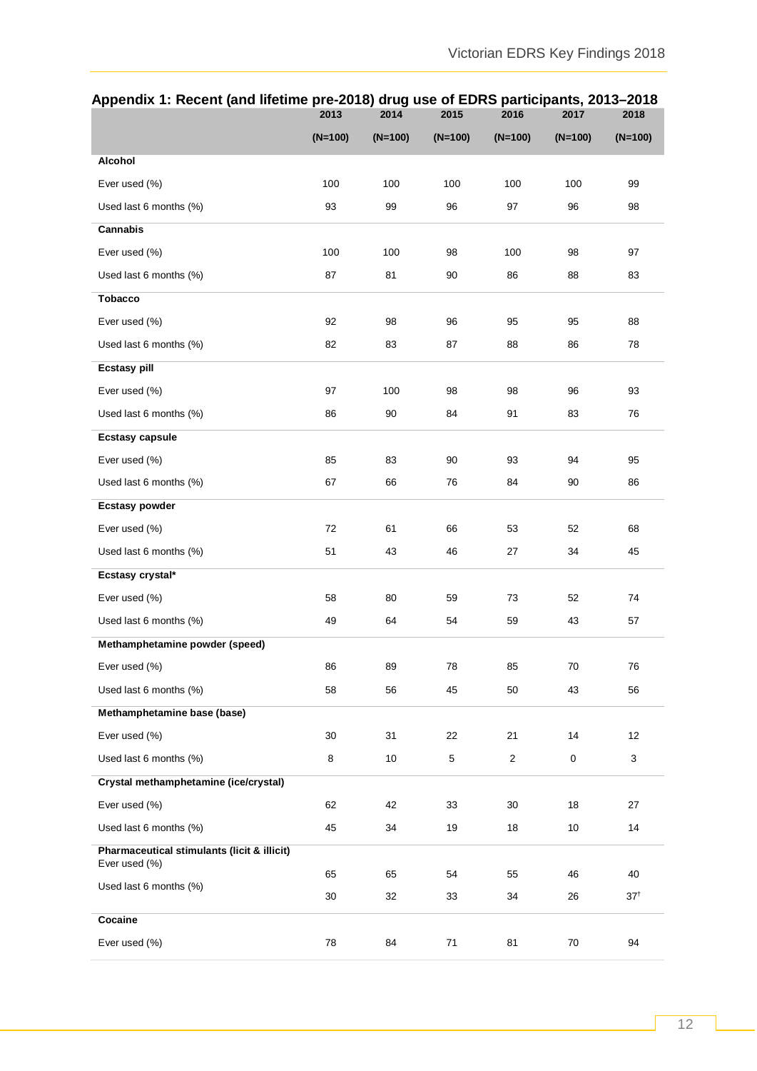## Appendix 1: Recent (and lifetime pre-2018) drug use of EDRS participants, 2013–2018

| | 2013 (N=100) | 2014 (N=100) | 2015 (N=100) | 2016 (N=100) | 2017 (N=100) | 2018 (N=100) |
|---|---|---|---|---|---|---|
| **Alcohol** | | | | | | |
| Ever used (%) | 100 | 100 | 100 | 100 | 100 | 99 |
| Used last 6 months (%) | 93 | 99 | 96 | 97 | 96 | 98 |
| **Cannabis** | | | | | | |
| Ever used (%) | 100 | 100 | 98 | 100 | 98 | 97 |
| Used last 6 months (%) | 87 | 81 | 90 | 86 | 88 | 83 |
| **Tobacco** | | | | | | |
| Ever used (%) | 92 | 98 | 96 | 95 | 95 | 88 |
| Used last 6 months (%) | 82 | 83 | 87 | 88 | 86 | 78 |
| **Ecstasy pill** | | | | | | |
| Ever used (%) | 97 | 100 | 98 | 98 | 96 | 93 |
| Used last 6 months (%) | 86 | 90 | 84 | 91 | 83 | 76 |
| **Ecstasy capsule** | | | | | | |
| Ever used (%) | 85 | 83 | 90 | 93 | 94 | 95 |
| Used last 6 months (%) | 67 | 66 | 76 | 84 | 90 | 86 |
| **Ecstasy powder** | | | | | | |
| Ever used (%) | 72 | 61 | 66 | 53 | 52 | 68 |
| Used last 6 months (%) | 51 | 43 | 46 | 27 | 34 | 45 |
| **Ecstasy crystal*** | | | | | | |
| Ever used (%) | 58 | 80 | 59 | 73 | 52 | 74 |
| Used last 6 months (%) | 49 | 64 | 54 | 59 | 43 | 57 |
| **Methamphetamine powder (speed)** | | | | | | |
| Ever used (%) | 86 | 89 | 78 | 85 | 70 | 76 |
| Used last 6 months (%) | 58 | 56 | 45 | 50 | 43 | 56 |
| **Methamphetamine base (base)** | | | | | | |
| Ever used (%) | 30 | 31 | 22 | 21 | 14 | 12 |
| Used last 6 months (%) | 8 | 10 | 5 | 2 | 0 | 3 |
| **Crystal methamphetamine (ice/crystal)** | | | | | | |
| Ever used (%) | 62 | 42 | 33 | 30 | 18 | 27 |
| Used last 6 months (%) | 45 | 34 | 19 | 18 | 10 | 14 |
| **Pharmaceutical stimulants (licit & illicit)** | | | | | | |
| Ever used (%) | 65 | 65 | 54 | 55 | 46 | 40 |
| Used last 6 months (%) | 30 | 32 | 33 | 34 | 26 | 37[†] |
| **Cocaine** | | | | | | |
| Ever used (%) | 78 | 84 | 71 | 81 | 70 | 94 |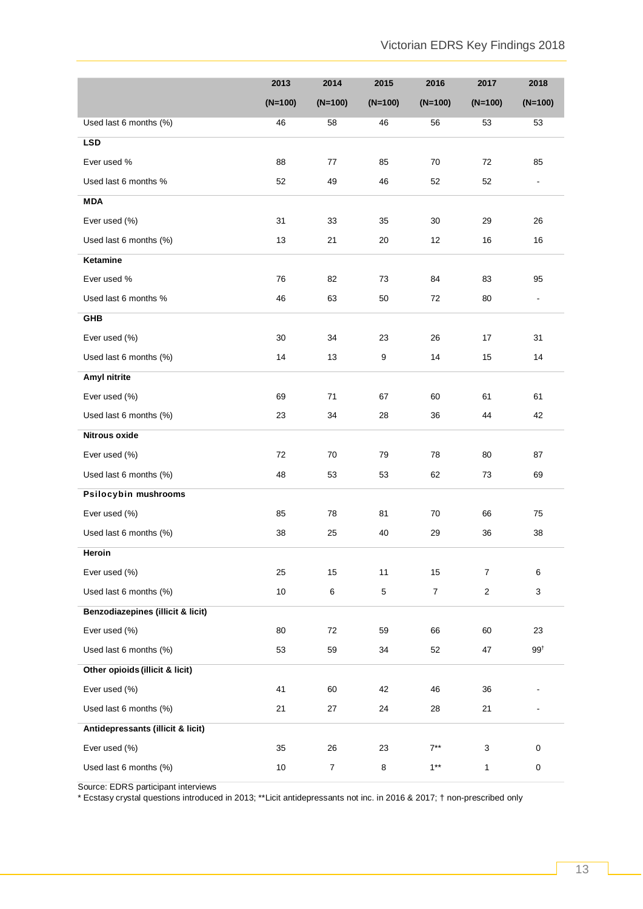| | 2013 (N=100) | 2014 (N=100) | 2015 (N=100) | 2016 (N=100) | 2017 (N=100) | 2018 (N=100) |
|---|---|---|---|---|---|---|
| Used last 6 months (%) | 46 | 58 | 46 | 56 | 53 | 53 |
| **LSD** | | | | | | |
| Ever used % | 88 | 77 | 85 | 70 | 72 | 85 |
| Used last 6 months % | 52 | 49 | 46 | 52 | 52 | - |
| **MDA** | | | | | | |
| Ever used (%) | 31 | 33 | 35 | 30 | 29 | 26 |
| Used last 6 months (%) | 13 | 21 | 20 | 12 | 16 | 16 |
| **Ketamine** | | | | | | |
| Ever used % | 76 | 82 | 73 | 84 | 83 | 95 |
| Used last 6 months % | 46 | 63 | 50 | 72 | 80 | - |
| **GHB** | | | | | | |
| Ever used (%) | 30 | 34 | 23 | 26 | 17 | 31 |
| Used last 6 months (%) | 14 | 13 | 9 | 14 | 15 | 14 |
| **Amyl nitrite** | | | | | | |
| Ever used (%) | 69 | 71 | 67 | 60 | 61 | 61 |
| Used last 6 months (%) | 23 | 34 | 28 | 36 | 44 | 42 |
| **Nitrous oxide** | | | | | | |
| Ever used (%) | 72 | 70 | 79 | 78 | 80 | 87 |
| Used last 6 months (%) | 48 | 53 | 53 | 62 | 73 | 69 |
| **Psilocybin mushrooms** | | | | | | |
| Ever used (%) | 85 | 78 | 81 | 70 | 66 | 75 |
| Used last 6 months (%) | 38 | 25 | 40 | 29 | 36 | 38 |
| **Heroin** | | | | | | |
| Ever used (%) | 25 | 15 | 11 | 15 | 7 | 6 |
| Used last 6 months (%) | 10 | 6 | 5 | 7 | 2 | 3 |
| **Benzodiazepines (illicit & licit)** | | | | | | |
| Ever used (%) | 80 | 72 | 59 | 66 | 60 | 23 |
| Used last 6 months (%) | 53 | 59 | 34 | 52 | 47 | 99† |
| **Other opioids (illicit & licit)** | | | | | | |
| Ever used (%) | 41 | 60 | 42 | 46 | 36 | - |
| Used last 6 months (%) | 21 | 27 | 24 | 28 | 21 | - |
| **Antidepressants (illicit & licit)** | | | | | | |
| Ever used (%) | 35 | 26 | 23 | 7** | 3 | 0 |
| Used last 6 months (%) | 10 | 7 | 8 | 1** | 1 | 0 |

Source: EDRS participant interviews

* Ecstasy crystal questions introduced in 2013; **Licit antidepressants not inc. in 2016 & 2017; † non-prescribed only